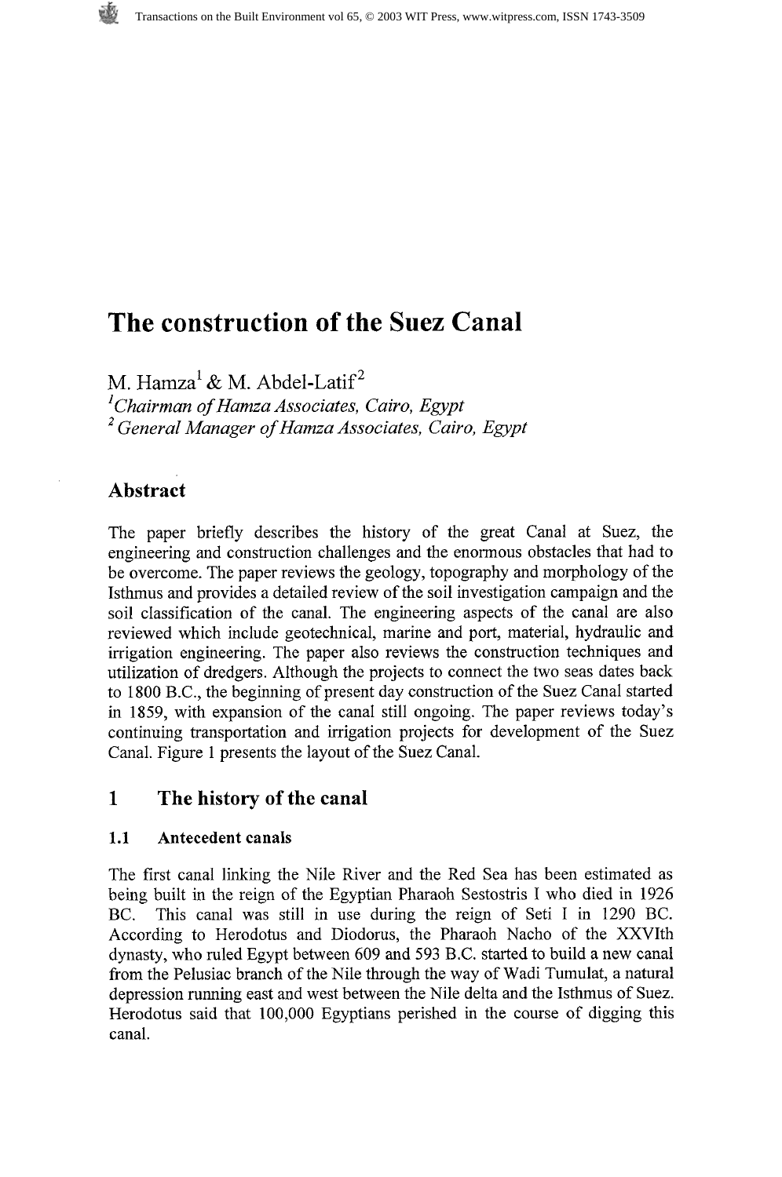# The construction of the Suez Canal

M. Hamza[1] & M. Abdel-Latif[2]

[1]*Chairman of Hamza Associates, Cairo, Egypt*
[2] *General Manager of Hamza Associates, Cairo, Egypt*

## Abstract

The paper briefly describes the history of the great Canal at Suez, the engineering and construction challenges and the enormous obstacles that had to be overcome. The paper reviews the geology, topography and morphology of the Isthmus and provides a detailed review of the soil investigation campaign and the soil classification of the canal. The engineering aspects of the canal are also reviewed which include geotechnical, marine and port, material, hydraulic and irrigation engineering. The paper also reviews the construction techniques and utilization of dredgers. Although the projects to connect the two seas dates back to 1800 B.C., the beginning of present day construction of the Suez Canal started in 1859, with expansion of the canal still ongoing. The paper reviews today's continuing transportation and irrigation projects for development of the Suez Canal. Figure 1 presents the layout of the Suez Canal.

## 1 The history of the canal

### 1.1 Antecedent canals

The first canal linking the Nile River and the Red Sea has been estimated as being built in the reign of the Egyptian Pharaoh Sestostris I who died in 1926 BC. This canal was still in use during the reign of Seti I in 1290 BC. According to Herodotus and Diodorus, the Pharaoh Nacho of the XXVIth dynasty, who ruled Egypt between 609 and 593 B.C. started to build a new canal from the Pelusiac branch of the Nile through the way of Wadi Tumulat, a natural depression running east and west between the Nile delta and the Isthmus of Suez. Herodotus said that 100,000 Egyptians perished in the course of digging this canal.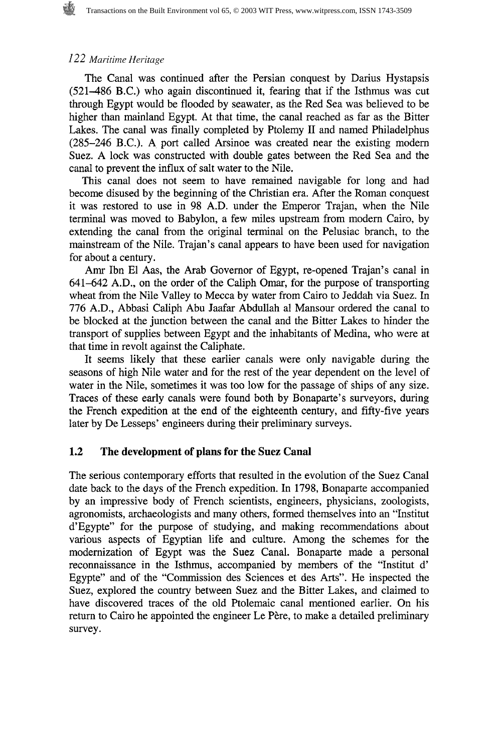The Canal was continued after the Persian conquest by Darius Hystapsis (521–486 B.C.) who again discontinued it, fearing that if the Isthmus was cut through Egypt would be flooded by seawater, as the Red Sea was believed to be higher than mainland Egypt. At that time, the canal reached as far as the Bitter Lakes. The canal was finally completed by Ptolemy II and named Philadelphus (285–246 B.C.). A port called Arsinoe was created near the existing modern Suez. A lock was constructed with double gates between the Red Sea and the canal to prevent the influx of salt water to the Nile.

This canal does not seem to have remained navigable for long and had become disused by the beginning of the Christian era. After the Roman conquest it was restored to use in 98 A.D. under the Emperor Trajan, when the Nile terminal was moved to Babylon, a few miles upstream from modern Cairo, by extending the canal from the original terminal on the Pelusiac branch, to the mainstream of the Nile. Trajan's canal appears to have been used for navigation for about a century.

Amr Ibn El Aas, the Arab Governor of Egypt, re-opened Trajan's canal in 641–642 A.D., on the order of the Caliph Omar, for the purpose of transporting wheat from the Nile Valley to Mecca by water from Cairo to Jeddah via Suez. In 776 A.D., Abbasi Caliph Abu Jaafar Abdullah al Mansour ordered the canal to be blocked at the junction between the canal and the Bitter Lakes to hinder the transport of supplies between Egypt and the inhabitants of Medina, who were at that time in revolt against the Caliphate.

It seems likely that these earlier canals were only navigable during the seasons of high Nile water and for the rest of the year dependent on the level of water in the Nile, sometimes it was too low for the passage of ships of any size. Traces of these early canals were found both by Bonaparte's surveyors, during the French expedition at the end of the eighteenth century, and fifty-five years later by De Lesseps' engineers during their preliminary surveys.

## 1.2 The development of plans for the Suez Canal

The serious contemporary efforts that resulted in the evolution of the Suez Canal date back to the days of the French expedition. In 1798, Bonaparte accompanied by an impressive body of French scientists, engineers, physicians, zoologists, agronomists, archaeologists and many others, formed themselves into an "Institut d'Egypte" for the purpose of studying, and making recommendations about various aspects of Egyptian life and culture. Among the schemes for the modernization of Egypt was the Suez Canal. Bonaparte made a personal reconnaissance in the Isthmus, accompanied by members of the "Institut d' Egypte" and of the "Commission des Sciences et des Arts". He inspected the Suez, explored the country between Suez and the Bitter Lakes, and claimed to have discovered traces of the old Ptolemaic canal mentioned earlier. On his return to Cairo he appointed the engineer Le Père, to make a detailed preliminary survey.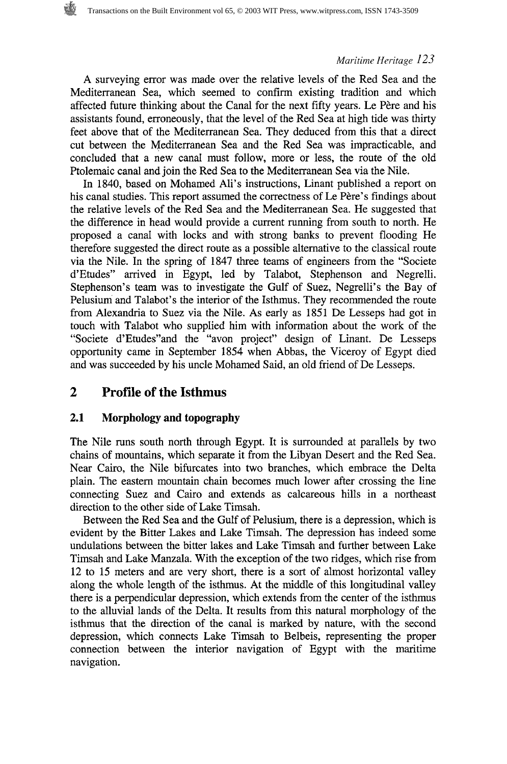A surveying error was made over the relative levels of the Red Sea and the Mediterranean Sea, which seemed to confirm existing tradition and which affected future thinking about the Canal for the next fifty years. Le Père and his assistants found, erroneously, that the level of the Red Sea at high tide was thirty feet above that of the Mediterranean Sea. They deduced from this that a direct cut between the Mediterranean Sea and the Red Sea was impracticable, and concluded that a new canal must follow, more or less, the route of the old Ptolemaic canal and join the Red Sea to the Mediterranean Sea via the Nile.

In 1840, based on Mohamed Ali's instructions, Linant published a report on his canal studies. This report assumed the correctness of Le Père's findings about the relative levels of the Red Sea and the Mediterranean Sea. He suggested that the difference in head would provide a current running from south to north. He proposed a canal with locks and with strong banks to prevent flooding He therefore suggested the direct route as a possible alternative to the classical route via the Nile. In the spring of 1847 three teams of engineers from the "Societe d'Etudes" arrived in Egypt, led by Talabot, Stephenson and Negrelli. Stephenson's team was to investigate the Gulf of Suez, Negrelli's the Bay of Pelusium and Talabot's the interior of the Isthmus. They recommended the route from Alexandria to Suez via the Nile. As early as 1851 De Lesseps had got in touch with Talabot who supplied him with information about the work of the "Societe d'Etudes"and the "avon project" design of Linant. De Lesseps opportunity came in September 1854 when Abbas, the Viceroy of Egypt died and was succeeded by his uncle Mohamed Said, an old friend of De Lesseps.

## 2 Profile of the Isthmus

### 2.1 Morphology and topography

The Nile runs south north through Egypt. It is surrounded at parallels by two chains of mountains, which separate it from the Libyan Desert and the Red Sea. Near Cairo, the Nile bifurcates into two branches, which embrace the Delta plain. The eastern mountain chain becomes much lower after crossing the line connecting Suez and Cairo and extends as calcareous hills in a northeast direction to the other side of Lake Timsah.

Between the Red Sea and the Gulf of Pelusium, there is a depression, which is evident by the Bitter Lakes and Lake Timsah. The depression has indeed some undulations between the bitter lakes and Lake Timsah and further between Lake Timsah and Lake Manzala. With the exception of the two ridges, which rise from 12 to 15 meters and are very short, there is a sort of almost horizontal valley along the whole length of the isthmus. At the middle of this longitudinal valley there is a perpendicular depression, which extends from the center of the isthmus to the alluvial lands of the Delta. It results from this natural morphology of the isthmus that the direction of the canal is marked by nature, with the second depression, which connects Lake Timsah to Belbeis, representing the proper connection between the interior navigation of Egypt with the maritime navigation.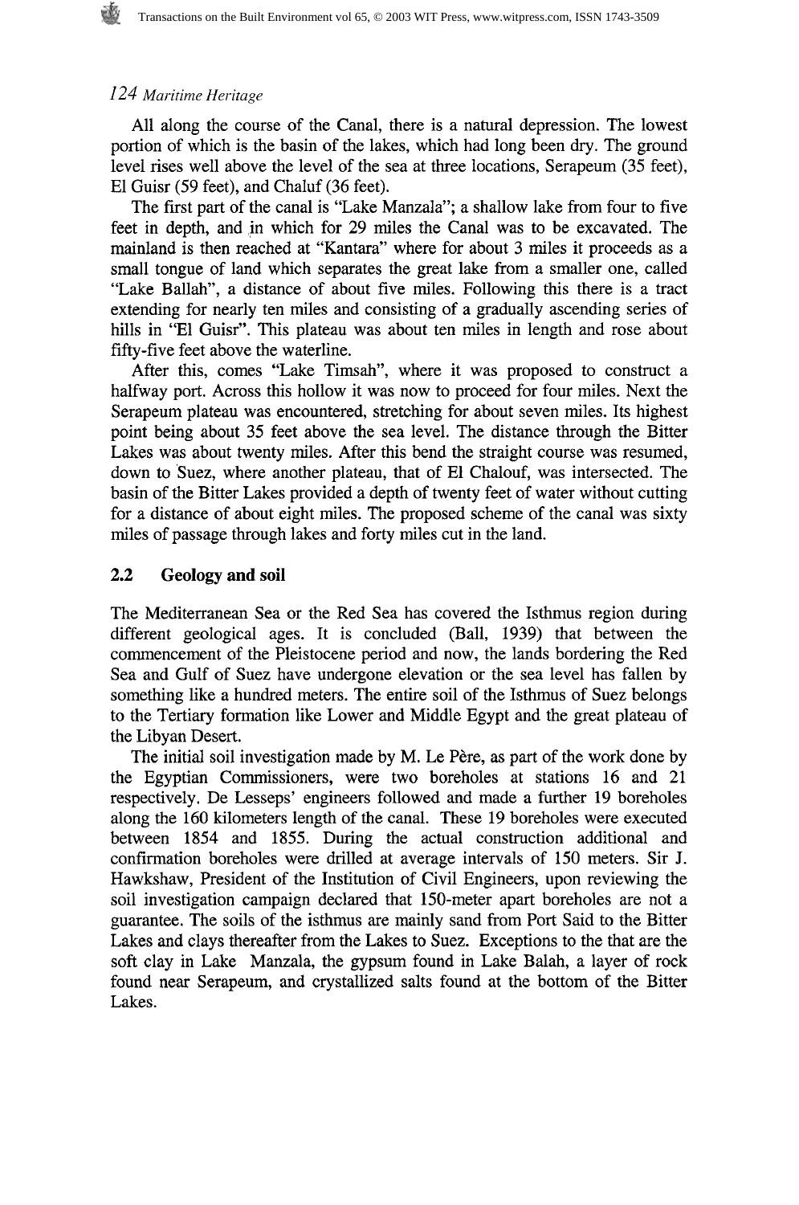All along the course of the Canal, there is a natural depression. The lowest portion of which is the basin of the lakes, which had long been dry. The ground level rises well above the level of the sea at three locations, Serapeum (35 feet), El Guisr (59 feet), and Chaluf (36 feet).

The first part of the canal is "Lake Manzala"; a shallow lake from four to five feet in depth, and in which for 29 miles the Canal was to be excavated. The mainland is then reached at "Kantara" where for about 3 miles it proceeds as a small tongue of land which separates the great lake from a smaller one, called "Lake Ballah", a distance of about five miles. Following this there is a tract extending for nearly ten miles and consisting of a gradually ascending series of hills in "El Guisr". This plateau was about ten miles in length and rose about fifty-five feet above the waterline.

After this, comes "Lake Timsah", where it was proposed to construct a halfway port. Across this hollow it was now to proceed for four miles. Next the Serapeum plateau was encountered, stretching for about seven miles. Its highest point being about 35 feet above the sea level. The distance through the Bitter Lakes was about twenty miles. After this bend the straight course was resumed, down to Suez, where another plateau, that of El Chalouf, was intersected. The basin of the Bitter Lakes provided a depth of twenty feet of water without cutting for a distance of about eight miles. The proposed scheme of the canal was sixty miles of passage through lakes and forty miles cut in the land.

## 2.2 Geology and soil

The Mediterranean Sea or the Red Sea has covered the Isthmus region during different geological ages. It is concluded (Ball, 1939) that between the commencement of the Pleistocene period and now, the lands bordering the Red Sea and Gulf of Suez have undergone elevation or the sea level has fallen by something like a hundred meters. The entire soil of the Isthmus of Suez belongs to the Tertiary formation like Lower and Middle Egypt and the great plateau of the Libyan Desert.

The initial soil investigation made by M. Le Père, as part of the work done by the Egyptian Commissioners, were two boreholes at stations 16 and 21 respectively. De Lesseps' engineers followed and made a further 19 boreholes along the 160 kilometers length of the canal. These 19 boreholes were executed between 1854 and 1855. During the actual construction additional and confirmation boreholes were drilled at average intervals of 150 meters. Sir J. Hawkshaw, President of the Institution of Civil Engineers, upon reviewing the soil investigation campaign declared that 150-meter apart boreholes are not a guarantee. The soils of the isthmus are mainly sand from Port Said to the Bitter Lakes and clays thereafter from the Lakes to Suez. Exceptions to the that are the soft clay in Lake Manzala, the gypsum found in Lake Balah, a layer of rock found near Serapeum, and crystallized salts found at the bottom of the Bitter Lakes.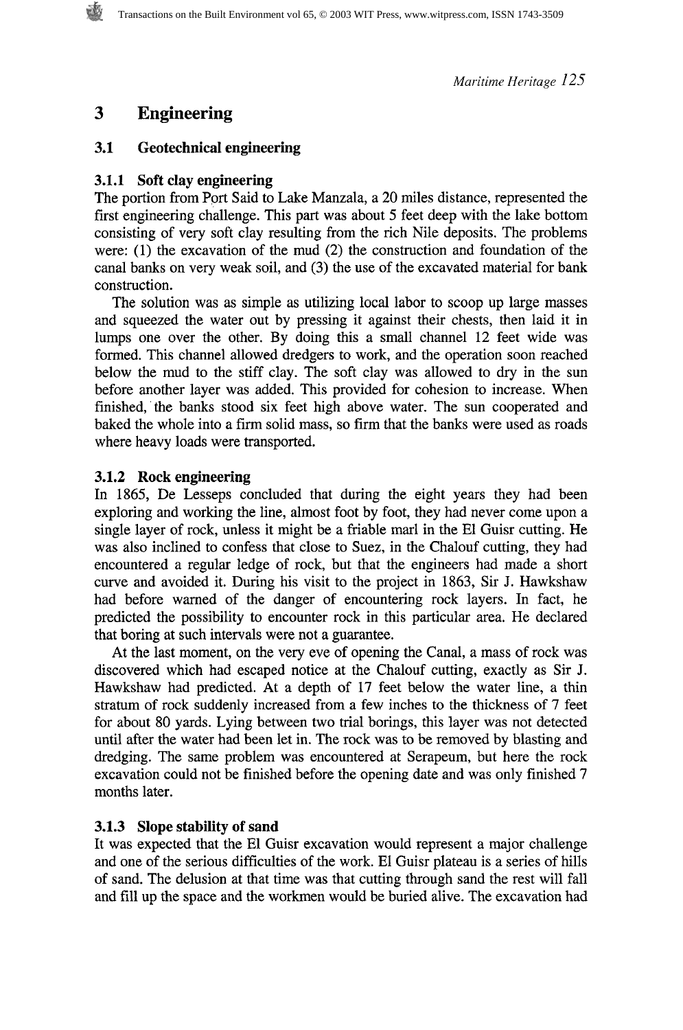# 3 Engineering

## 3.1 Geotechnical engineering

### 3.1.1 Soft clay engineering

The portion from Port Said to Lake Manzala, a 20 miles distance, represented the first engineering challenge. This part was about 5 feet deep with the lake bottom consisting of very soft clay resulting from the rich Nile deposits. The problems were: (1) the excavation of the mud (2) the construction and foundation of the canal banks on very weak soil, and (3) the use of the excavated material for bank construction.

The solution was as simple as utilizing local labor to scoop up large masses and squeezed the water out by pressing it against their chests, then laid it in lumps one over the other. By doing this a small channel 12 feet wide was formed. This channel allowed dredgers to work, and the operation soon reached below the mud to the stiff clay. The soft clay was allowed to dry in the sun before another layer was added. This provided for cohesion to increase. When finished, the banks stood six feet high above water. The sun cooperated and baked the whole into a firm solid mass, so firm that the banks were used as roads where heavy loads were transported.

### 3.1.2 Rock engineering

In 1865, De Lesseps concluded that during the eight years they had been exploring and working the line, almost foot by foot, they had never come upon a single layer of rock, unless it might be a friable marl in the El Guisr cutting. He was also inclined to confess that close to Suez, in the Chalouf cutting, they had encountered a regular ledge of rock, but that the engineers had made a short curve and avoided it. During his visit to the project in 1863, Sir J. Hawkshaw had before warned of the danger of encountering rock layers. In fact, he predicted the possibility to encounter rock in this particular area. He declared that boring at such intervals were not a guarantee.

At the last moment, on the very eve of opening the Canal, a mass of rock was discovered which had escaped notice at the Chalouf cutting, exactly as Sir J. Hawkshaw had predicted. At a depth of 17 feet below the water line, a thin stratum of rock suddenly increased from a few inches to the thickness of 7 feet for about 80 yards. Lying between two trial borings, this layer was not detected until after the water had been let in. The rock was to be removed by blasting and dredging. The same problem was encountered at Serapeum, but here the rock excavation could not be finished before the opening date and was only finished 7 months later.

### 3.1.3 Slope stability of sand

It was expected that the El Guisr excavation would represent a major challenge and one of the serious difficulties of the work. El Guisr plateau is a series of hills of sand. The delusion at that time was that cutting through sand the rest will fall and fill up the space and the workmen would be buried alive. The excavation had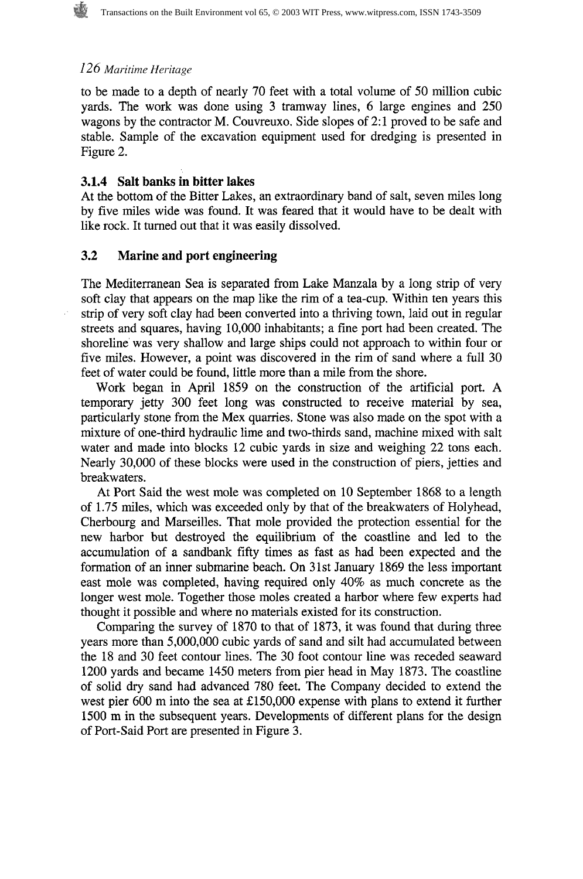to be made to a depth of nearly 70 feet with a total volume of 50 million cubic yards. The work was done using 3 tramway lines, 6 large engines and 250 wagons by the contractor M. Couvreuxo. Side slopes of 2:1 proved to be safe and stable. Sample of the excavation equipment used for dredging is presented in Figure 2.

### 3.1.4 Salt banks in bitter lakes

At the bottom of the Bitter Lakes, an extraordinary band of salt, seven miles long by five miles wide was found. It was feared that it would have to be dealt with like rock. It turned out that it was easily dissolved.

## 3.2 Marine and port engineering

The Mediterranean Sea is separated from Lake Manzala by a long strip of very soft clay that appears on the map like the rim of a tea-cup. Within ten years this strip of very soft clay had been converted into a thriving town, laid out in regular streets and squares, having 10,000 inhabitants; a fine port had been created. The shoreline was very shallow and large ships could not approach to within four or five miles. However, a point was discovered in the rim of sand where a full 30 feet of water could be found, little more than a mile from the shore.

Work began in April 1859 on the construction of the artificial port. A temporary jetty 300 feet long was constructed to receive material by sea, particularly stone from the Mex quarries. Stone was also made on the spot with a mixture of one-third hydraulic lime and two-thirds sand, machine mixed with salt water and made into blocks 12 cubic yards in size and weighing 22 tons each. Nearly 30,000 of these blocks were used in the construction of piers, jetties and breakwaters.

At Port Said the west mole was completed on 10 September 1868 to a length of 1.75 miles, which was exceeded only by that of the breakwaters of Holyhead, Cherbourg and Marseilles. That mole provided the protection essential for the new harbor but destroyed the equilibrium of the coastline and led to the accumulation of a sandbank fifty times as fast as had been expected and the formation of an inner submarine beach. On 31st January 1869 the less important east mole was completed, having required only 40% as much concrete as the longer west mole. Together those moles created a harbor where few experts had thought it possible and where no materials existed for its construction.

Comparing the survey of 1870 to that of 1873, it was found that during three years more than 5,000,000 cubic yards of sand and silt had accumulated between the 18 and 30 feet contour lines. The 30 foot contour line was receded seaward 1200 yards and became 1450 meters from pier head in May 1873. The coastline of solid dry sand had advanced 780 feet. The Company decided to extend the west pier 600 m into the sea at £150,000 expense with plans to extend it further 1500 m in the subsequent years. Developments of different plans for the design of Port-Said Port are presented in Figure 3.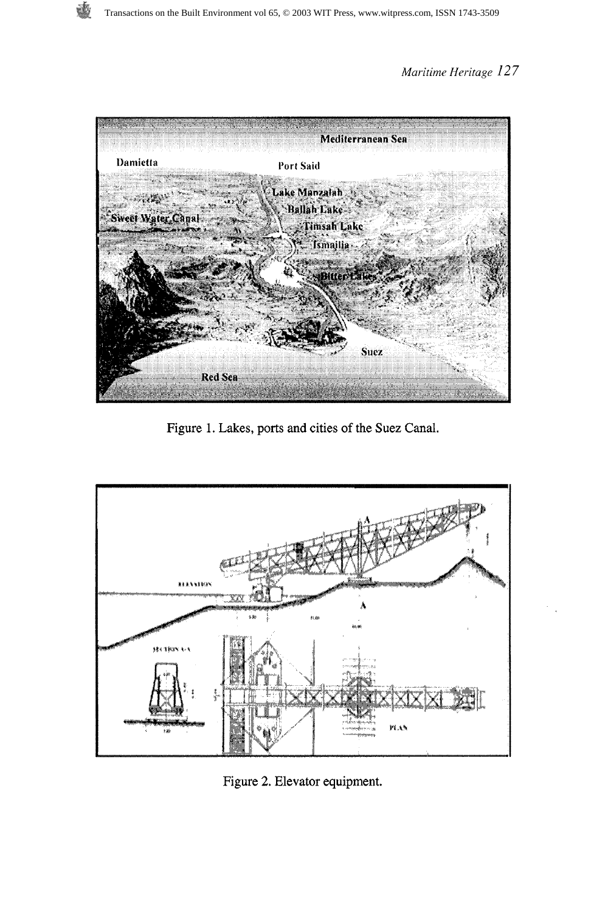Figure 1. Lakes, ports and cities of the Suez Canal.

Figure 2. Elevator equipment.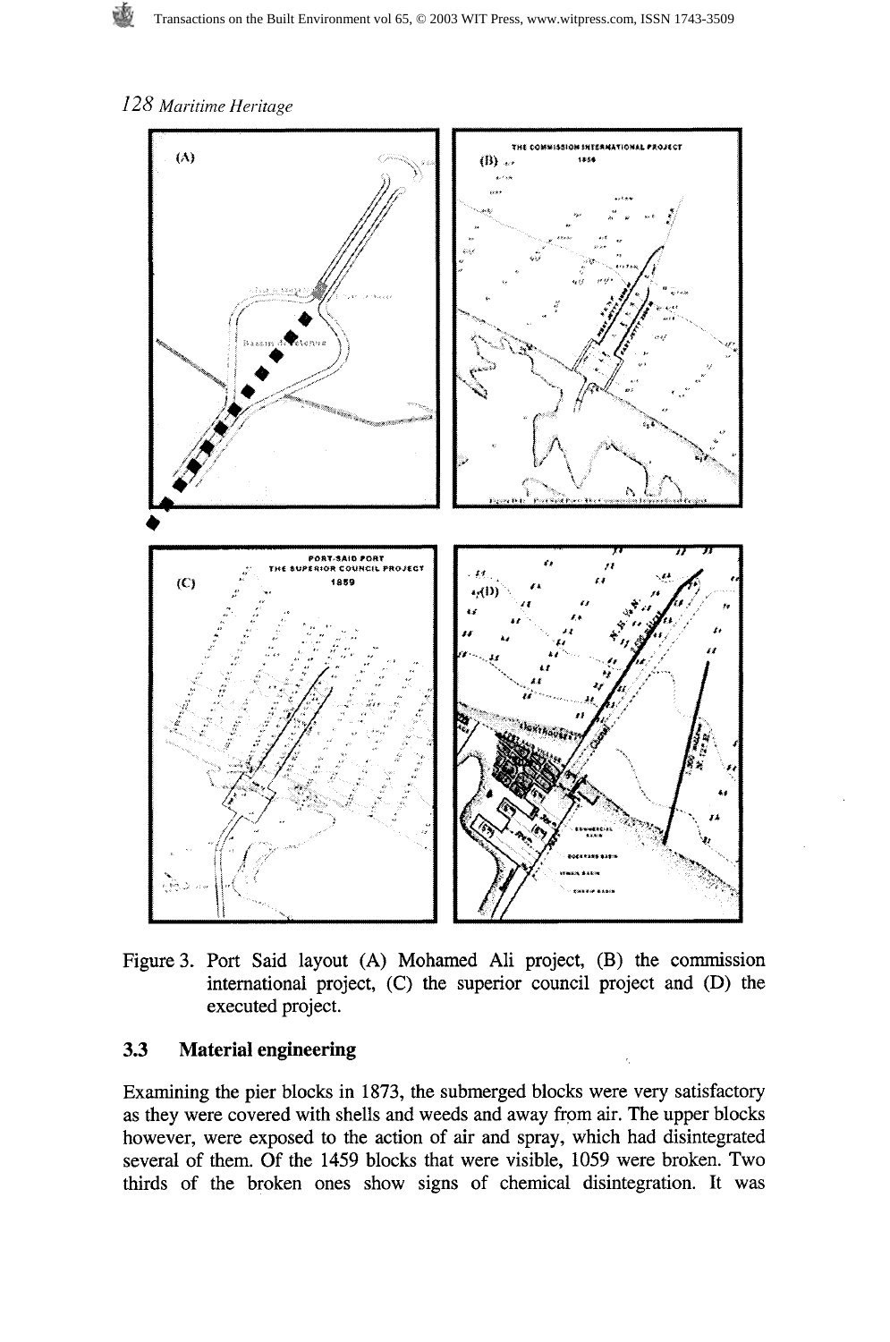Figure 3. Port Said layout (A) Mohamed Ali project, (B) the commission international project, (C) the superior council project and (D) the executed project.

### 3.3 Material engineering

Examining the pier blocks in 1873, the submerged blocks were very satisfactory as they were covered with shells and weeds and away from air. The upper blocks however, were exposed to the action of air and spray, which had disintegrated several of them. Of the 1459 blocks that were visible, 1059 were broken. Two thirds of the broken ones show signs of chemical disintegration. It was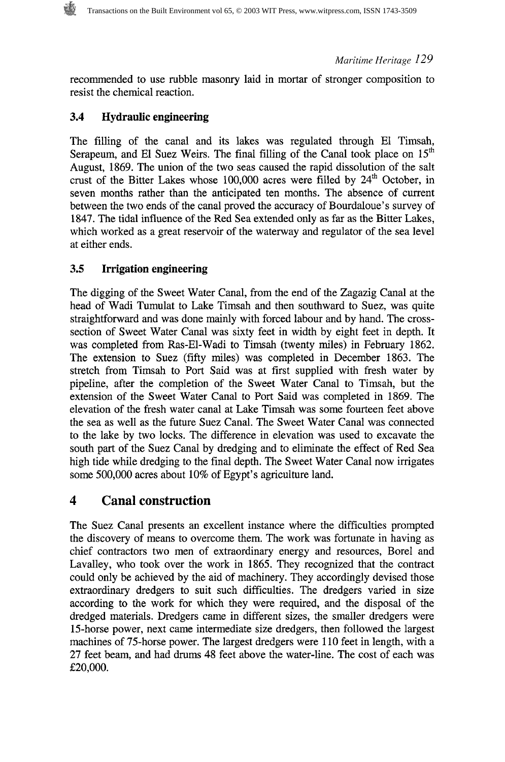recommended to use rubble masonry laid in mortar of stronger composition to resist the chemical reaction.

### 3.4 Hydraulic engineering

The filling of the canal and its lakes was regulated through El Timsah, Serapeum, and El Suez Weirs. The final filling of the Canal took place on 15th August, 1869. The union of the two seas caused the rapid dissolution of the salt crust of the Bitter Lakes whose 100,000 acres were filled by 24th October, in seven months rather than the anticipated ten months. The absence of current between the two ends of the canal proved the accuracy of Bourdaloue's survey of 1847. The tidal influence of the Red Sea extended only as far as the Bitter Lakes, which worked as a great reservoir of the waterway and regulator of the sea level at either ends.

### 3.5 Irrigation engineering

The digging of the Sweet Water Canal, from the end of the Zagazig Canal at the head of Wadi Tumulat to Lake Timsah and then southward to Suez, was quite straightforward and was done mainly with forced labour and by hand. The cross-section of Sweet Water Canal was sixty feet in width by eight feet in depth. It was completed from Ras-El-Wadi to Timsah (twenty miles) in February 1862. The extension to Suez (fifty miles) was completed in December 1863. The stretch from Timsah to Port Said was at first supplied with fresh water by pipeline, after the completion of the Sweet Water Canal to Timsah, but the extension of the Sweet Water Canal to Port Said was completed in 1869. The elevation of the fresh water canal at Lake Timsah was some fourteen feet above the sea as well as the future Suez Canal. The Sweet Water Canal was connected to the lake by two locks. The difference in elevation was used to excavate the south part of the Suez Canal by dredging and to eliminate the effect of Red Sea high tide while dredging to the final depth. The Sweet Water Canal now irrigates some 500,000 acres about 10% of Egypt's agriculture land.

## 4 Canal construction

The Suez Canal presents an excellent instance where the difficulties prompted the discovery of means to overcome them. The work was fortunate in having as chief contractors two men of extraordinary energy and resources, Borel and Lavalley, who took over the work in 1865. They recognized that the contract could only be achieved by the aid of machinery. They accordingly devised those extraordinary dredgers to suit such difficulties. The dredgers varied in size according to the work for which they were required, and the disposal of the dredged materials. Dredgers came in different sizes, the smaller dredgers were 15-horse power, next came intermediate size dredgers, then followed the largest machines of 75-horse power. The largest dredgers were 110 feet in length, with a 27 feet beam, and had drums 48 feet above the water-line. The cost of each was £20,000.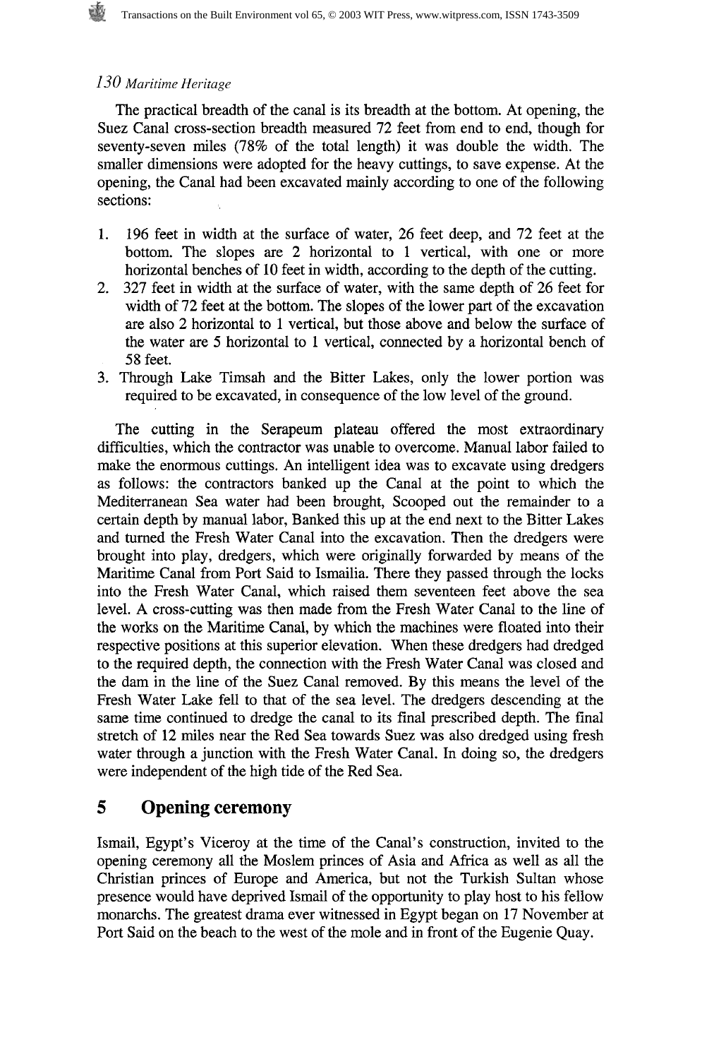The practical breadth of the canal is its breadth at the bottom. At opening, the Suez Canal cross-section breadth measured 72 feet from end to end, though for seventy-seven miles (78% of the total length) it was double the width. The smaller dimensions were adopted for the heavy cuttings, to save expense. At the opening, the Canal had been excavated mainly according to one of the following sections:

1. 196 feet in width at the surface of water, 26 feet deep, and 72 feet at the bottom. The slopes are 2 horizontal to 1 vertical, with one or more horizontal benches of 10 feet in width, according to the depth of the cutting.
2. 327 feet in width at the surface of water, with the same depth of 26 feet for width of 72 feet at the bottom. The slopes of the lower part of the excavation are also 2 horizontal to 1 vertical, but those above and below the surface of the water are 5 horizontal to 1 vertical, connected by a horizontal bench of 58 feet.
3. Through Lake Timsah and the Bitter Lakes, only the lower portion was required to be excavated, in consequence of the low level of the ground.

The cutting in the Serapeum plateau offered the most extraordinary difficulties, which the contractor was unable to overcome. Manual labor failed to make the enormous cuttings. An intelligent idea was to excavate using dredgers as follows: the contractors banked up the Canal at the point to which the Mediterranean Sea water had been brought, Scooped out the remainder to a certain depth by manual labor, Banked this up at the end next to the Bitter Lakes and turned the Fresh Water Canal into the excavation. Then the dredgers were brought into play, dredgers, which were originally forwarded by means of the Maritime Canal from Port Said to Ismailia. There they passed through the locks into the Fresh Water Canal, which raised them seventeen feet above the sea level. A cross-cutting was then made from the Fresh Water Canal to the line of the works on the Maritime Canal, by which the machines were floated into their respective positions at this superior elevation. When these dredgers had dredged to the required depth, the connection with the Fresh Water Canal was closed and the dam in the line of the Suez Canal removed. By this means the level of the Fresh Water Lake fell to that of the sea level. The dredgers descending at the same time continued to dredge the canal to its final prescribed depth. The final stretch of 12 miles near the Red Sea towards Suez was also dredged using fresh water through a junction with the Fresh Water Canal. In doing so, the dredgers were independent of the high tide of the Red Sea.

## 5 Opening ceremony

Ismail, Egypt's Viceroy at the time of the Canal's construction, invited to the opening ceremony all the Moslem princes of Asia and Africa as well as all the Christian princes of Europe and America, but not the Turkish Sultan whose presence would have deprived Ismail of the opportunity to play host to his fellow monarchs. The greatest drama ever witnessed in Egypt began on 17 November at Port Said on the beach to the west of the mole and in front of the Eugenie Quay.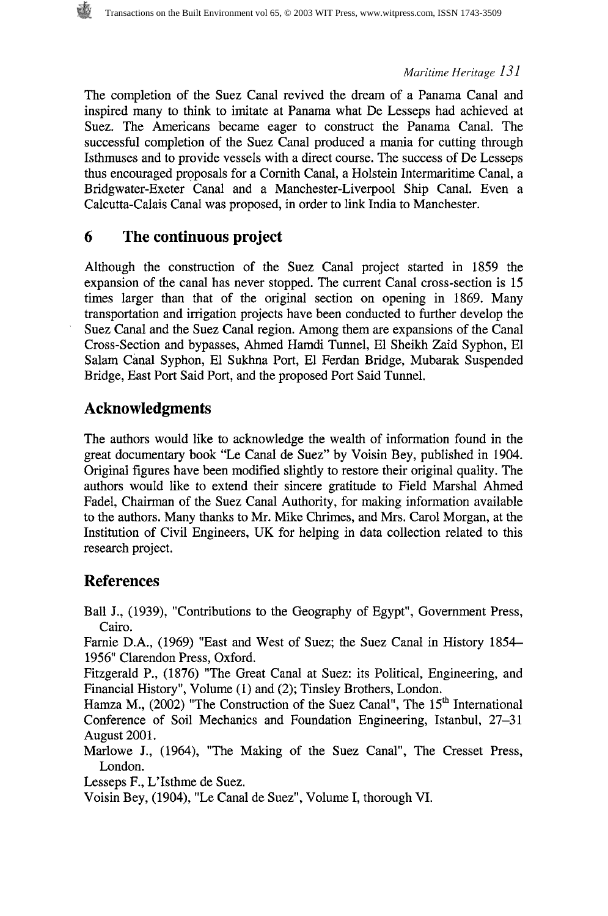The completion of the Suez Canal revived the dream of a Panama Canal and inspired many to think to imitate at Panama what De Lesseps had achieved at Suez. The Americans became eager to construct the Panama Canal. The successful completion of the Suez Canal produced a mania for cutting through Isthmuses and to provide vessels with a direct course. The success of De Lesseps thus encouraged proposals for a Cornith Canal, a Holstein Intermaritime Canal, a Bridgwater-Exeter Canal and a Manchester-Liverpool Ship Canal. Even a Calcutta-Calais Canal was proposed, in order to link India to Manchester.

## 6 The continuous project

Although the construction of the Suez Canal project started in 1859 the expansion of the canal has never stopped. The current Canal cross-section is 15 times larger than that of the original section on opening in 1869. Many transportation and irrigation projects have been conducted to further develop the Suez Canal and the Suez Canal region. Among them are expansions of the Canal Cross-Section and bypasses, Ahmed Hamdi Tunnel, El Sheikh Zaid Syphon, El Salam Canal Syphon, El Sukhna Port, El Ferdan Bridge, Mubarak Suspended Bridge, East Port Said Port, and the proposed Port Said Tunnel.

## Acknowledgments

The authors would like to acknowledge the wealth of information found in the great documentary book "Le Canal de Suez" by Voisin Bey, published in 1904. Original figures have been modified slightly to restore their original quality. The authors would like to extend their sincere gratitude to Field Marshal Ahmed Fadel, Chairman of the Suez Canal Authority, for making information available to the authors. Many thanks to Mr. Mike Chrimes, and Mrs. Carol Morgan, at the Institution of Civil Engineers, UK for helping in data collection related to this research project.

## References

Ball J., (1939), "Contributions to the Geography of Egypt", Government Press, Cairo.

Farnie D.A., (1969) "East and West of Suez; the Suez Canal in History 1854–1956" Clarendon Press, Oxford.

Fitzgerald P., (1876) "The Great Canal at Suez: its Political, Engineering, and Financial History", Volume (1) and (2); Tinsley Brothers, London.

Hamza M., (2002) "The Construction of the Suez Canal", The 15th International Conference of Soil Mechanics and Foundation Engineering, Istanbul, 27–31 August 2001.

Marlowe J., (1964), "The Making of the Suez Canal", The Cresset Press, London.

Lesseps F., L'Isthme de Suez.

Voisin Bey, (1904), "Le Canal de Suez", Volume I, thorough VI.